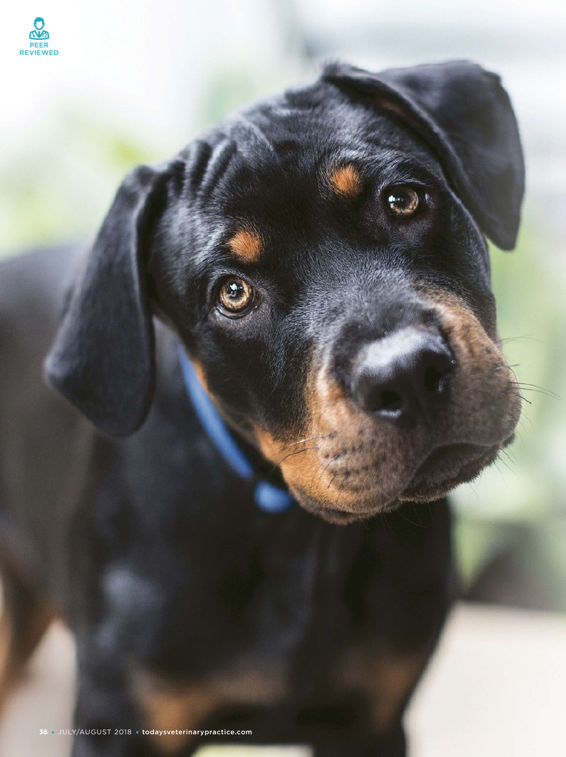PEER REVIEWED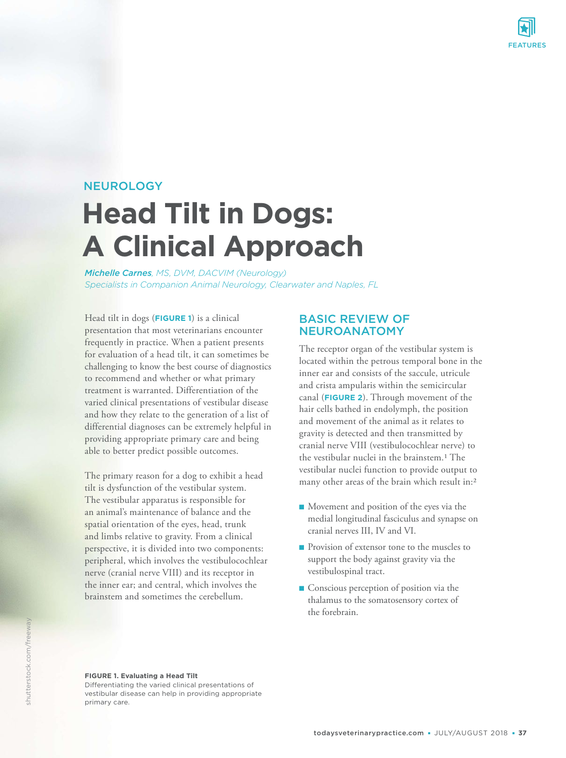NEUROLOGY

# Head Tilt in Dogs: A Clinical Approach

*Michelle Carnes, MS, DVM, DACVIM (Neurology)*
*Specialists in Companion Animal Neurology, Clearwater and Naples, FL*

Head tilt in dogs (**FIGURE 1**) is a clinical presentation that most veterinarians encounter frequently in practice. When a patient presents for evaluation of a head tilt, it can sometimes be challenging to know the best course of diagnostics to recommend and whether or what primary treatment is warranted. Differentiation of the varied clinical presentations of vestibular disease and how they relate to the generation of a list of differential diagnoses can be extremely helpful in providing appropriate primary care and being able to better predict possible outcomes.

The primary reason for a dog to exhibit a head tilt is dysfunction of the vestibular system. The vestibular apparatus is responsible for an animal's maintenance of balance and the spatial orientation of the eyes, head, trunk and limbs relative to gravity. From a clinical perspective, it is divided into two components: peripheral, which involves the vestibulocochlear nerve (cranial nerve VIII) and its receptor in the inner ear; and central, which involves the brainstem and sometimes the cerebellum.

## BASIC REVIEW OF NEUROANATOMY

The receptor organ of the vestibular system is located within the petrous temporal bone in the inner ear and consists of the saccule, utricule and crista ampularis within the semicircular canal (**FIGURE 2**). Through movement of the hair cells bathed in endolymph, the position and movement of the animal as it relates to gravity is detected and then transmitted by cranial nerve VIII (vestibulocochlear nerve) to the vestibular nuclei in the brainstem.[1] The vestibular nuclei function to provide output to many other areas of the brain which result in:[2]

- Movement and position of the eyes via the medial longitudinal fasciculus and synapse on cranial nerves III, IV and VI.
- Provision of extensor tone to the muscles to support the body against gravity via the vestibulospinal tract.
- Conscious perception of position via the thalamus to the somatosensory cortex of the forebrain.

**FIGURE 1. Evaluating a Head Tilt**
Differentiating the varied clinical presentations of vestibular disease can help in providing appropriate primary care.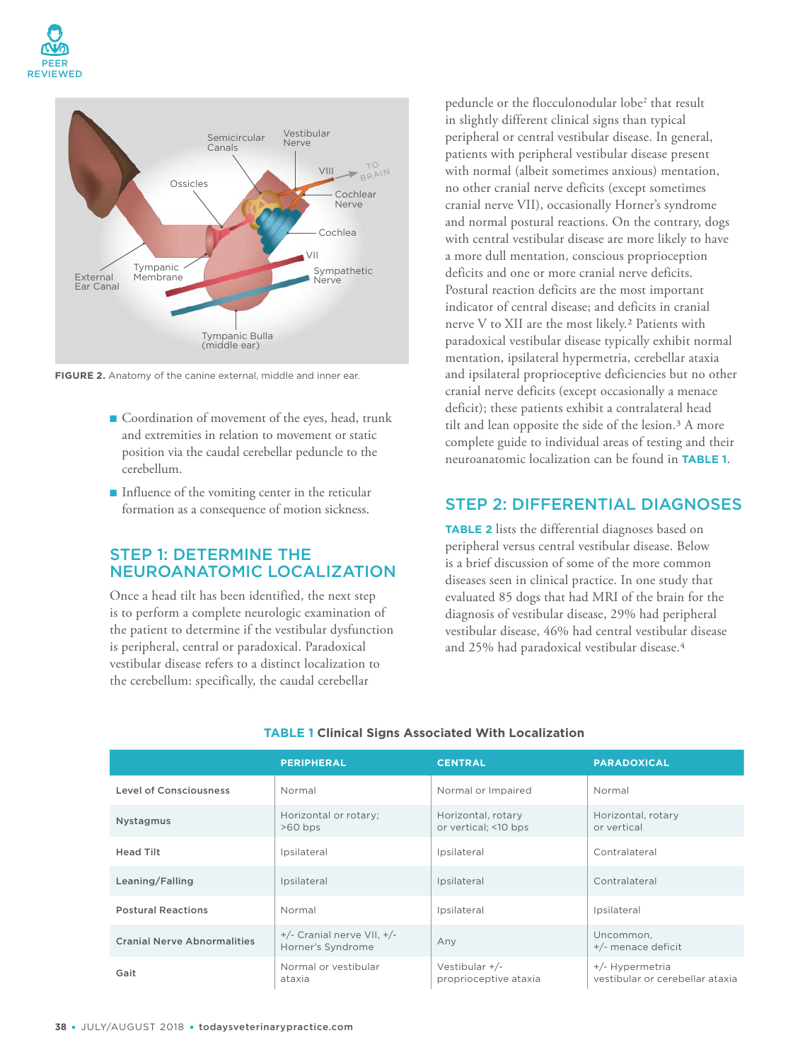Semicircular Canals
Vestibular Nerve
VIII
TO BRAIN
Ossicles
Cochlear Nerve
Cochlea
VII
Tympanic Membrane
Sympathetic Nerve
External Ear Canal
Tympanic Bulla (middle ear)

**FIGURE 2.** Anatomy of the canine external, middle and inner ear.

- Coordination of movement of the eyes, head, trunk and extremities in relation to movement or static position via the caudal cerebellar peduncle to the cerebellum.
- Influence of the vomiting center in the reticular formation as a consequence of motion sickness.

## STEP 1: DETERMINE THE NEUROANATOMIC LOCALIZATION

Once a head tilt has been identified, the next step is to perform a complete neurologic examination of the patient to determine if the vestibular dysfunction is peripheral, central or paradoxical. Paradoxical vestibular disease refers to a distinct localization to the cerebellum: specifically, the caudal cerebellar peduncle or the flocculonodular lobe[2] that result in slightly different clinical signs than typical peripheral or central vestibular disease. In general, patients with peripheral vestibular disease present with normal (albeit sometimes anxious) mentation, no other cranial nerve deficits (except sometimes cranial nerve VII), occasionally Horner's syndrome and normal postural reactions. On the contrary, dogs with central vestibular disease are more likely to have a more dull mentation, conscious proprioception deficits and one or more cranial nerve deficits. Postural reaction deficits are the most important indicator of central disease; and deficits in cranial nerve V to XII are the most likely.[2] Patients with paradoxical vestibular disease typically exhibit normal mentation, ipsilateral hypermetria, cerebellar ataxia and ipsilateral proprioceptive deficiencies but no other cranial nerve deficits (except occasionally a menace deficit); these patients exhibit a contralateral head tilt and lean opposite the side of the lesion.[3] A more complete guide to individual areas of testing and their neuroanatomic localization can be found in **TABLE 1**.

## STEP 2: DIFFERENTIAL DIAGNOSES

**TABLE 2** lists the differential diagnoses based on peripheral versus central vestibular disease. Below is a brief discussion of some of the more common diseases seen in clinical practice. In one study that evaluated 85 dogs that had MRI of the brain for the diagnosis of vestibular disease, 29% had peripheral vestibular disease, 46% had central vestibular disease and 25% had paradoxical vestibular disease.[4]

**TABLE 1 Clinical Signs Associated With Localization**

| | PERIPHERAL | CENTRAL | PARADOXICAL |
|---|---|---|---|
| Level of Consciousness | Normal | Normal or Impaired | Normal |
| Nystagmus | Horizontal or rotary; >60 bps | Horizontal, rotary or vertical; <10 bps | Horizontal, rotary or vertical |
| Head Tilt | Ipsilateral | Ipsilateral | Contralateral |
| Leaning/Falling | Ipsilateral | Ipsilateral | Contralateral |
| Postural Reactions | Normal | Ipsilateral | Ipsilateral |
| Cranial Nerve Abnormalities | +/- Cranial nerve VII, +/- Horner's Syndrome | Any | Uncommon, +/- menace deficit |
| Gait | Normal or vestibular ataxia | Vestibular +/- proprioceptive ataxia | +/- Hypermetria vestibular or cerebellar ataxia |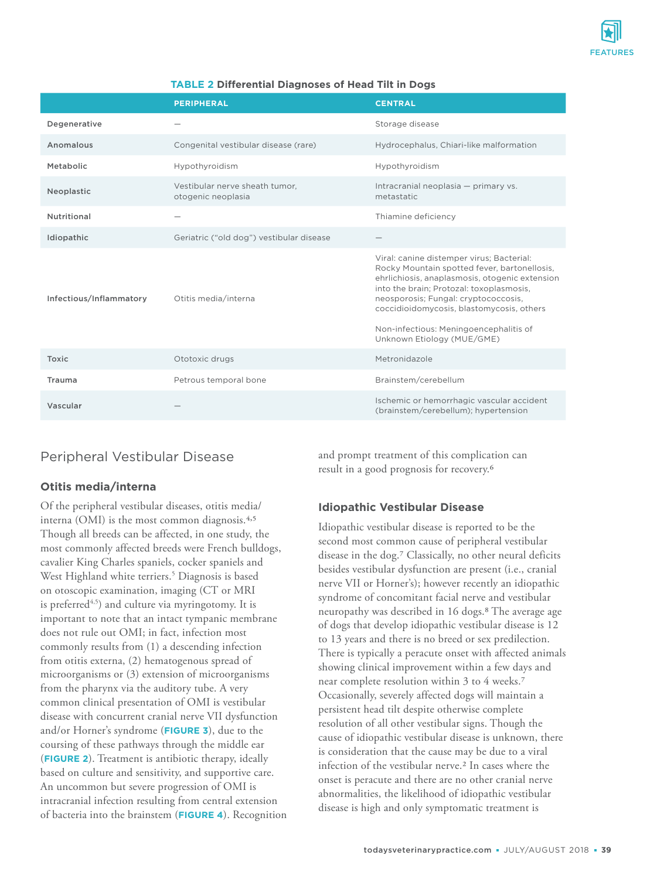**TABLE 2 Differential Diagnoses of Head Tilt in Dogs**

| | PERIPHERAL | CENTRAL |
|---|---|---|
| Degenerative | — | Storage disease |
| Anomalous | Congenital vestibular disease (rare) | Hydrocephalus, Chiari-like malformation |
| Metabolic | Hypothyroidism | Hypothyroidism |
| Neoplastic | Vestibular nerve sheath tumor, otogenic neoplasia | Intracranial neoplasia — primary vs. metastatic |
| Nutritional | — | Thiamine deficiency |
| Idiopathic | Geriatric ("old dog") vestibular disease | — |
| Infectious/Inflammatory | Otitis media/interna | Viral: canine distemper virus; Bacterial: Rocky Mountain spotted fever, bartonellosis, ehrlichiosis, anaplasmosis, otogenic extension into the brain; Protozoal: toxoplasmosis, neosporosis; Fungal: cryptococcosis, coccidioidomycosis, blastomycosis, others<br><br>Non-infectious: Meningoencephalitis of Unknown Etiology (MUE/GME) |
| Toxic | Ototoxic drugs | Metronidazole |
| Trauma | Petrous temporal bone | Brainstem/cerebellum |
| Vascular | — | Ischemic or hemorrhagic vascular accident (brainstem/cerebellum); hypertension |

## Peripheral Vestibular Disease

### Otitis media/interna

Of the peripheral vestibular diseases, otitis media/interna (OMI) is the most common diagnosis.[4,5] Though all breeds can be affected, in one study, the most commonly affected breeds were French bulldogs, cavalier King Charles spaniels, cocker spaniels and West Highland white terriers.[5] Diagnosis is based on otoscopic examination, imaging (CT or MRI is preferred[4,5]) and culture via myringotomy. It is important to note that an intact tympanic membrane does not rule out OMI; in fact, infection most commonly results from (1) a descending infection from otitis externa, (2) hematogenous spread of microorganisms or (3) extension of microorganisms from the pharynx via the auditory tube. A very common clinical presentation of OMI is vestibular disease with concurrent cranial nerve VII dysfunction and/or Horner's syndrome (**FIGURE 3**), due to the coursing of these pathways through the middle ear (**FIGURE 2**). Treatment is antibiotic therapy, ideally based on culture and sensitivity, and supportive care. An uncommon but severe progression of OMI is intracranial infection resulting from central extension of bacteria into the brainstem (**FIGURE 4**). Recognition and prompt treatment of this complication can result in a good prognosis for recovery.[6]

### Idiopathic Vestibular Disease

Idiopathic vestibular disease is reported to be the second most common cause of peripheral vestibular disease in the dog.[7] Classically, no other neural deficits besides vestibular dysfunction are present (i.e., cranial nerve VII or Horner's); however recently an idiopathic syndrome of concomitant facial nerve and vestibular neuropathy was described in 16 dogs.[8] The average age of dogs that develop idiopathic vestibular disease is 12 to 13 years and there is no breed or sex predilection. There is typically a peracute onset with affected animals showing clinical improvement within a few days and near complete resolution within 3 to 4 weeks.[7] Occasionally, severely affected dogs will maintain a persistent head tilt despite otherwise complete resolution of all other vestibular signs. Though the cause of idiopathic vestibular disease is unknown, there is consideration that the cause may be due to a viral infection of the vestibular nerve.[2] In cases where the onset is peracute and there are no other cranial nerve abnormalities, the likelihood of idiopathic vestibular disease is high and only symptomatic treatment is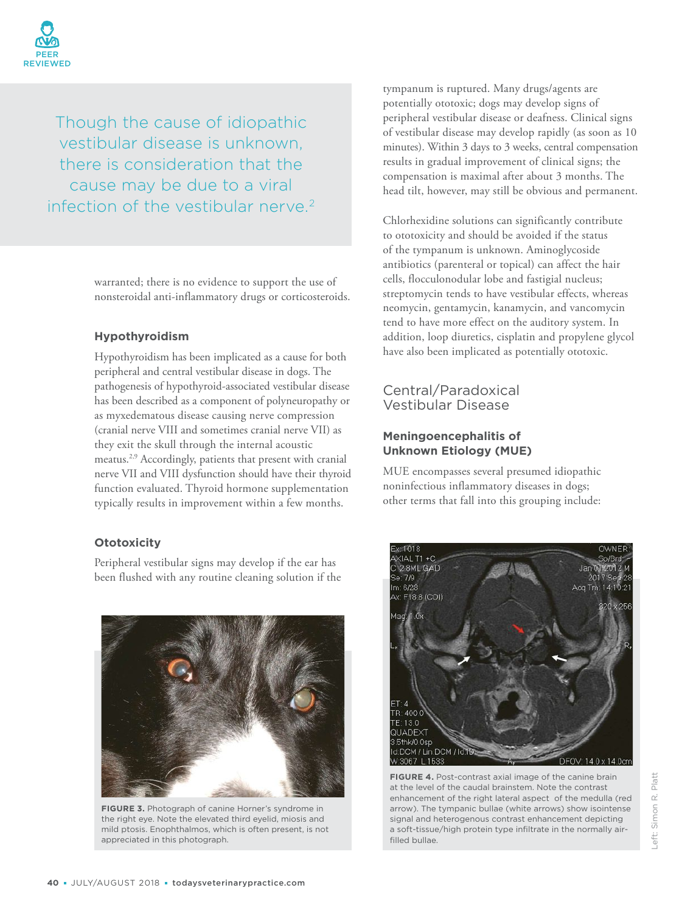Though the cause of idiopathic vestibular disease is unknown, there is consideration that the cause may be due to a viral infection of the vestibular nerve.[2]

warranted; there is no evidence to support the use of nonsteroidal anti-inflammatory drugs or corticosteroids.

### Hypothyroidism

Hypothyroidism has been implicated as a cause for both peripheral and central vestibular disease in dogs. The pathogenesis of hypothyroid-associated vestibular disease has been described as a component of polyneuropathy or as myxedematous disease causing nerve compression (cranial nerve VIII and sometimes cranial nerve VII) as they exit the skull through the internal acoustic meatus.[2,9] Accordingly, patients that present with cranial nerve VII and VIII dysfunction should have their thyroid function evaluated. Thyroid hormone supplementation typically results in improvement within a few months.

### Ototoxicity

Peripheral vestibular signs may develop if the ear has been flushed with any routine cleaning solution if the tympanum is ruptured. Many drugs/agents are potentially ototoxic; dogs may develop signs of peripheral vestibular disease or deafness. Clinical signs of vestibular disease may develop rapidly (as soon as 10 minutes). Within 3 days to 3 weeks, central compensation results in gradual improvement of clinical signs; the compensation is maximal after about 3 months. The head tilt, however, may still be obvious and permanent.

Chlorhexidine solutions can significantly contribute to ototoxicity and should be avoided if the status of the tympanum is unknown. Aminoglycoside antibiotics (parenteral or topical) can affect the hair cells, flocculonodular lobe and fastigial nucleus; streptomycin tends to have vestibular effects, whereas neomycin, gentamycin, kanamycin, and vancomycin tend to have more effect on the auditory system. In addition, loop diuretics, cisplatin and propylene glycol have also been implicated as potentially ototoxic.

**FIGURE 3.** Photograph of canine Horner's syndrome in the right eye. Note the elevated third eyelid, miosis and mild ptosis. Enophthalmos, which is often present, is not appreciated in this photograph.

## Central/Paradoxical Vestibular Disease

### Meningoencephalitis of Unknown Etiology (MUE)

MUE encompasses several presumed idiopathic noninfectious inflammatory diseases in dogs; other terms that fall into this grouping include:

**FIGURE 4.** Post-contrast axial image of the canine brain at the level of the caudal brainstem. Note the contrast enhancement of the right lateral aspect of the medulla (red arrow). The tympanic bullae (white arrows) show isointense signal and heterogenous contrast enhancement depicting a soft-tissue/high protein type infiltrate in the normally air-filled bullae.

Left: Simon R. Platt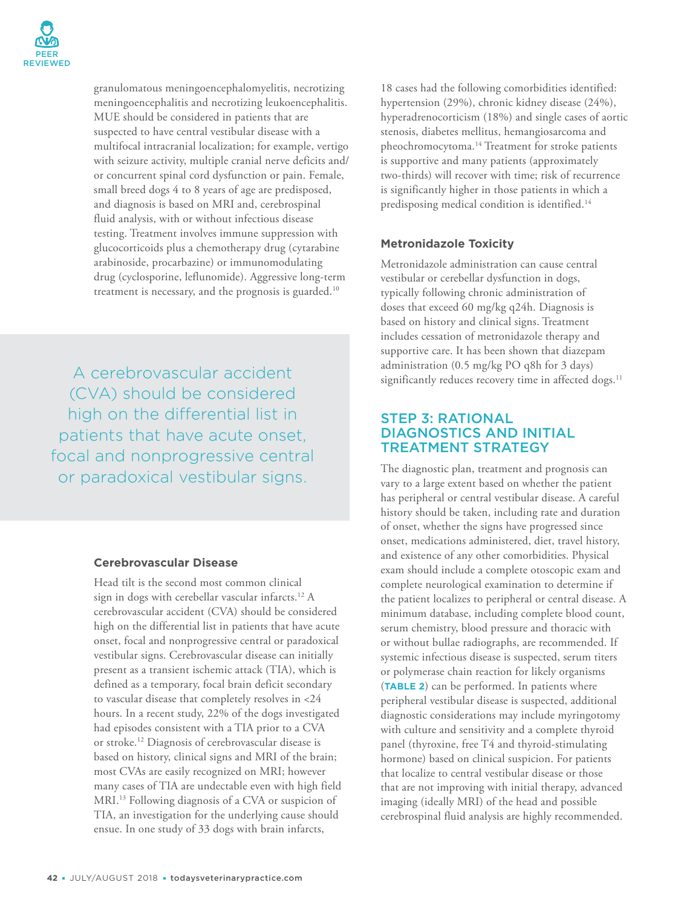granulomatous meningoencephalomyelitis, necrotizing meningoencephalitis and necrotizing leukoencephalitis. MUE should be considered in patients that are suspected to have central vestibular disease with a multifocal intracranial localization; for example, vertigo with seizure activity, multiple cranial nerve deficits and/or concurrent spinal cord dysfunction or pain. Female, small breed dogs 4 to 8 years of age are predisposed, and diagnosis is based on MRI and, cerebrospinal fluid analysis, with or without infectious disease testing. Treatment involves immune suppression with glucocorticoids plus a chemotherapy drug (cytarabine arabinoside, procarbazine) or immunomodulating drug (cyclosporine, leflunomide). Aggressive long-term treatment is necessary, and the prognosis is guarded.[10]

> A cerebrovascular accident (CVA) should be considered high on the differential list in patients that have acute onset, focal and nonprogressive central or paradoxical vestibular signs.

### Cerebrovascular Disease

Head tilt is the second most common clinical sign in dogs with cerebellar vascular infarcts.[12] A cerebrovascular accident (CVA) should be considered high on the differential list in patients that have acute onset, focal and nonprogressive central or paradoxical vestibular signs. Cerebrovascular disease can initially present as a transient ischemic attack (TIA), which is defined as a temporary, focal brain deficit secondary to vascular disease that completely resolves in <24 hours. In a recent study, 22% of the dogs investigated had episodes consistent with a TIA prior to a CVA or stroke.[12] Diagnosis of cerebrovascular disease is based on history, clinical signs and MRI of the brain; most CVAs are easily recognized on MRI; however many cases of TIA are undectable even with high field MRI.[13] Following diagnosis of a CVA or suspicion of TIA, an investigation for the underlying cause should ensue. In one study of 33 dogs with brain infarcts, 18 cases had the following comorbidities identified: hypertension (29%), chronic kidney disease (24%), hyperadrenocorticism (18%) and single cases of aortic stenosis, diabetes mellitus, hemangiosarcoma and pheochromocytoma.[14] Treatment for stroke patients is supportive and many patients (approximately two-thirds) will recover with time; risk of recurrence is significantly higher in those patients in which a predisposing medical condition is identified.[14]

### Metronidazole Toxicity

Metronidazole administration can cause central vestibular or cerebellar dysfunction in dogs, typically following chronic administration of doses that exceed 60 mg/kg q24h. Diagnosis is based on history and clinical signs. Treatment includes cessation of metronidazole therapy and supportive care. It has been shown that diazepam administration (0.5 mg/kg PO q8h for 3 days) significantly reduces recovery time in affected dogs.[11]

## STEP 3: RATIONAL DIAGNOSTICS AND INITIAL TREATMENT STRATEGY

The diagnostic plan, treatment and prognosis can vary to a large extent based on whether the patient has peripheral or central vestibular disease. A careful history should be taken, including rate and duration of onset, whether the signs have progressed since onset, medications administered, diet, travel history, and existence of any other comorbidities. Physical exam should include a complete otoscopic exam and complete neurological examination to determine if the patient localizes to peripheral or central disease. A minimum database, including complete blood count, serum chemistry, blood pressure and thoracic with or without bullae radiographs, are recommended. If systemic infectious disease is suspected, serum titers or polymerase chain reaction for likely organisms (**TABLE 2**) can be performed. In patients where peripheral vestibular disease is suspected, additional diagnostic considerations may include myringotomy with culture and sensitivity and a complete thyroid panel (thyroxine, free T4 and thyroid-stimulating hormone) based on clinical suspicion. For patients that localize to central vestibular disease or those that are not improving with initial therapy, advanced imaging (ideally MRI) of the head and possible cerebrospinal fluid analysis are highly recommended.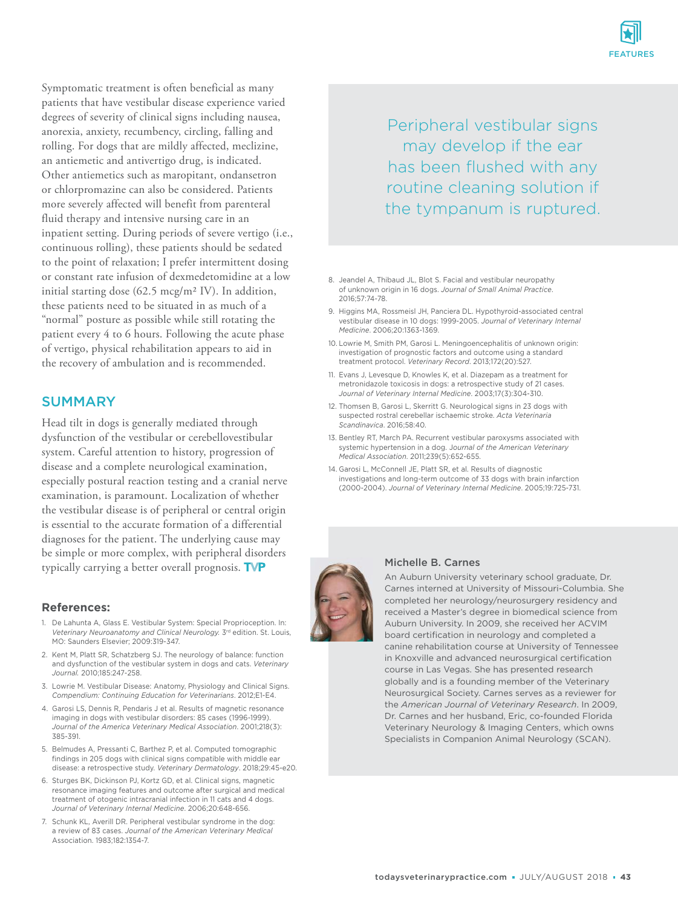Symptomatic treatment is often beneficial as many patients that have vestibular disease experience varied degrees of severity of clinical signs including nausea, anorexia, anxiety, recumbency, circling, falling and rolling. For dogs that are mildly affected, meclizine, an antiemetic and antivertigo drug, is indicated. Other antiemetics such as maropitant, ondansetron or chlorpromazine can also be considered. Patients more severely affected will benefit from parenteral fluid therapy and intensive nursing care in an inpatient setting. During periods of severe vertigo (i.e., continuous rolling), these patients should be sedated to the point of relaxation; I prefer intermittent dosing or constant rate infusion of dexmedetomidine at a low initial starting dose (62.5 mcg/m² IV). In addition, these patients need to be situated in as much of a "normal" posture as possible while still rotating the patient every 4 to 6 hours. Following the acute phase of vertigo, physical rehabilitation appears to aid in the recovery of ambulation and is recommended.

> Peripheral vestibular signs may develop if the ear has been flushed with any routine cleaning solution if the tympanum is ruptured.

## SUMMARY

Head tilt in dogs is generally mediated through dysfunction of the vestibular or cerebellovestibular system. Careful attention to history, progression of disease and a complete neurological examination, especially postural reaction testing and a cranial nerve examination, is paramount. Localization of whether the vestibular disease is of peripheral or central origin is essential to the accurate formation of a differential diagnoses for the patient. The underlying cause may be simple or more complex, with peripheral disorders typically carrying a better overall prognosis. **TVP**

### References:

1. De Lahunta A, Glass E. Vestibular System: Special Proprioception. In: *Veterinary Neuroanatomy and Clinical Neurology.* 3rd edition. St. Louis, MO: Saunders Elsevier; 2009:319-347.
2. Kent M, Platt SR, Schatzberg SJ. The neurology of balance: function and dysfunction of the vestibular system in dogs and cats. *Veterinary Journal.* 2010;185:247-258.
3. Lowrie M. Vestibular Disease: Anatomy, Physiology and Clinical Signs. *Compendium: Continuing Education for Veterinarians*. 2012;E1-E4.
4. Garosi LS, Dennis R, Pendaris J et al. Results of magnetic resonance imaging in dogs with vestibular disorders: 85 cases (1996-1999). *Journal of the America Veterinary Medical Association*. 2001;218(3): 385-391.
5. Belmudes A, Pressanti C, Barthez P, et al. Computed tomographic findings in 205 dogs with clinical signs compatible with middle ear disease: a retrospective study. *Veterinary Dermatology*. 2018;29:45-e20.
6. Sturges BK, Dickinson PJ, Kortz GD, et al. Clinical signs, magnetic resonance imaging features and outcome after surgical and medical treatment of otogenic intracranial infection in 11 cats and 4 dogs. *Journal of Veterinary Internal Medicine*. 2006;20:648-656.
7. Schunk KL, Averill DR. Peripheral vestibular syndrome in the dog: a review of 83 cases. *Journal of the American Veterinary Medical* Association. 1983;182:1354-7.
8. Jeandel A, Thibaud JL, Blot S. Facial and vestibular neuropathy of unknown origin in 16 dogs. *Journal of Small Animal Practice*. 2016;57:74-78.
9. Higgins MA, Rossmeisl JH, Panciera DL. Hypothyroid-associated central vestibular disease in 10 dogs: 1999-2005. *Journal of Veterinary Internal Medicine*. 2006;20:1363-1369.
10. Lowrie M, Smith PM, Garosi L. Meningoencephalitis of unknown origin: investigation of prognostic factors and outcome using a standard treatment protocol. *Veterinary Record*. 2013;172(20):527.
11. Evans J, Levesque D, Knowles K, et al. Diazepam as a treatment for metronidazole toxicosis in dogs: a retrospective study of 21 cases. *Journal of Veterinary Internal Medicine*. 2003;17(3):304-310.
12. Thomsen B, Garosi L, Skerritt G. Neurological signs in 23 dogs with suspected rostral cerebellar ischaemic stroke. *Acta Veterinaria Scandinavica*. 2016;58:40.
13. Bentley RT, March PA. Recurrent vestibular paroxysms associated with systemic hypertension in a dog. *Journal of the American Veterinary Medical Association*. 2011;239(5):652-655.
14. Garosi L, McConnell JE, Platt SR, et al. Results of diagnostic investigations and long-term outcome of 33 dogs with brain infarction (2000-2004). *Journal of Veterinary Internal Medicine*. 2005;19:725-731.

**Michelle B. Carnes**

An Auburn University veterinary school graduate, Dr. Carnes interned at University of Missouri-Columbia. She completed her neurology/neurosurgery residency and received a Master's degree in biomedical science from Auburn University. In 2009, she received her ACVIM board certification in neurology and completed a canine rehabilitation course at University of Tennessee in Knoxville and advanced neurosurgical certification course in Las Vegas. She has presented research globally and is a founding member of the Veterinary Neurosurgical Society. Carnes serves as a reviewer for the *American Journal of Veterinary Research*. In 2009, Dr. Carnes and her husband, Eric, co-founded Florida Veterinary Neurology & Imaging Centers, which owns Specialists in Companion Animal Neurology (SCAN).